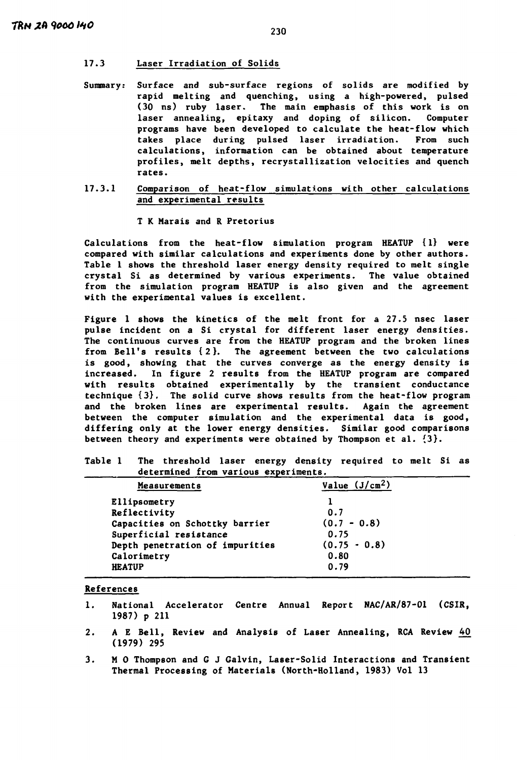TRN ZA 9000 140

## 17.3 Laser Irradiation of Solids

Summary: Surface and sub-surface regions of solids are modified by rapid melting and quenching, using a high-powered, pulsed (30 ns) ruby laser. The main emphasis of this work is on laser annealing, epitaxy and doping of silicon. Computer programs have been developed to calculate the heat-flow which takes place during pulsed laser irradiation. From such calculations, information can be obtained about temperature profiles, melt depths, recrystallization velocities and quench rates.

### 17.3.1 Comparison of heat-flow simulations with other calculations and experimental results

T K Marais and R Pretorius

Calculations from the heat-flow simulation program HEATUP {1} were compared with similar calculations and experiments done by other authors. Table 1 shows the threshold laser energy density required to melt single crystal Si as determined by various experiments. The value obtained from the simulation program HEATUP is also given and the agreement with the experimental values is excellent.

Figure 1 shows the kinetics of the melt front for a 27.5 nsec laser pulse incident on a Si crystal for different laser energy densities. The continuous curves are from the HEATUP program and the broken lines from Bell's results {2}. The agreement between the two calculations is good, showing that the curves converge as the energy density is increased. In figure 2 results from the HEATUP program are compared with results obtained experimentally by the transient conductance technique {3}. The solid curve shows results from the heat-flow program and the broken lines are experimental results. Again the agreement between the computer simulation and the experimental data is good, differing only at the lower energy densities. Similar good comparisons between theory and experiments were obtained by Thompson et al. {3}.

Table 1 The threshold laser energy density required to melt Si as determined from various experiments.

| Measurements | Value ($J/cm^2$) |
|---|---|
| Ellipsometry | 1 |
| Reflectivity | 0.7 |
| Capacities on Schottky barrier | (0.7 - 0.8) |
| Superficial resistance | 0.75 |
| Depth penetration of impurities | (0.75 - 0.8) |
| Calorimetry | 0.80 |
| HEATUP | 0.79 |

#### References

1. National Accelerator Centre Annual Report NAC/AR/87-01 (CSIR, 1987) p 211
2. A E Bell, Review and Analysis of Laser Annealing, RCA Review 40 (1979) 295
3. M O Thompson and G J Galvin, Laser-Solid Interactions and Transient Thermal Processing of Materials (North-Holland, 1983) Vol 13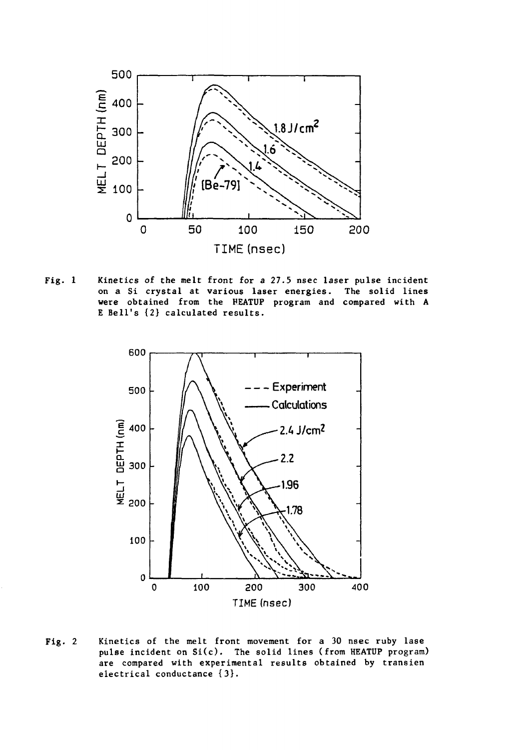500

400

300

200

100

0

MELT DEPTH (nm)

0 50 100 150 200

TIME (nsec)

1.8 J/cm$^2$

1.6

1.4

[Be-79]

Fig. 1 Kinetics of the melt front for a 27.5 nsec laser pulse incident on a Si crystal at various laser energies. The solid lines were obtained from the HEATUP program and compared with A E Bell's {2} calculated results.

600

500

400

300

200

100

0

MELT DEPTH (nm)

0 100 200 300 400

TIME (nsec)

--- Experiment

—— Calculations

2.4 J/cm$^2$

2.2

1.96

1.78

Fig. 2 Kinetics of the melt front movement for a 30 nsec ruby lase pulse incident on Si(c). The solid lines (from HEATUP program) are compared with experimental results obtained by transien electrical conductance {3}.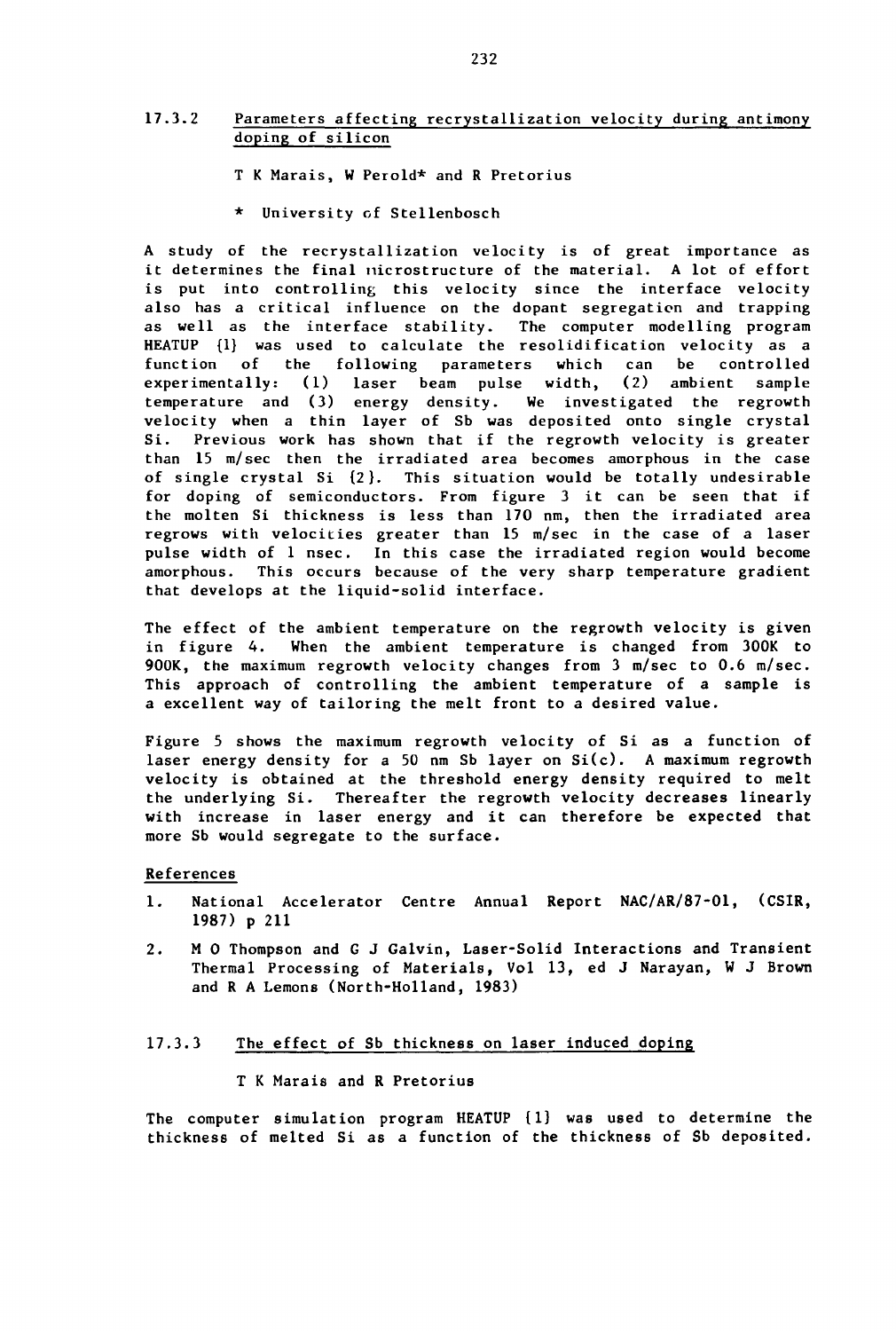### 17.3.2 Parameters affecting recrystallization velocity during antimony doping of silicon

T K Marais, W Perold* and R Pretorius

\* University of Stellenbosch

A study of the recrystallization velocity is of great importance as it determines the final microstructure of the material. A lot of effort is put into controlling this velocity since the interface velocity also has a critical influence on the dopant segregation and trapping as well as the interface stability. The computer modelling program HEATUP {1} was used to calculate the resolidification velocity as a function of the following parameters which can be controlled experimentally: (1) laser beam pulse width, (2) ambient sample temperature and (3) energy density. We investigated the regrowth velocity when a thin layer of Sb was deposited onto single crystal Si. Previous work has shown that if the regrowth velocity is greater than 15 m/sec then the irradiated area becomes amorphous in the case of single crystal Si {2}. This situation would be totally undesirable for doping of semiconductors. From figure 3 it can be seen that if the molten Si thickness is less than 170 nm, then the irradiated area regrows with velocities greater than 15 m/sec in the case of a laser pulse width of 1 nsec. In this case the irradiated region would become amorphous. This occurs because of the very sharp temperature gradient that develops at the liquid-solid interface.

The effect of the ambient temperature on the regrowth velocity is given in figure 4. When the ambient temperature is changed from 300K to 900K, the maximum regrowth velocity changes from 3 m/sec to 0.6 m/sec. This approach of controlling the ambient temperature of a sample is a excellent way of tailoring the melt front to a desired value.

Figure 5 shows the maximum regrowth velocity of Si as a function of laser energy density for a 50 nm Sb layer on Si(c). A maximum regrowth velocity is obtained at the threshold energy density required to melt the underlying Si. Thereafter the regrowth velocity decreases linearly with increase in laser energy and it can therefore be expected that more Sb would segregate to the surface.

References

1. National Accelerator Centre Annual Report NAC/AR/87-01, (CSIR, 1987) p 211
2. M O Thompson and G J Galvin, Laser-Solid Interactions and Transient Thermal Processing of Materials, Vol 13, ed J Narayan, W J Brown and R A Lemons (North-Holland, 1983)

### 17.3.3 The effect of Sb thickness on laser induced doping

T K Marais and R Pretorius

The computer simulation program HEATUP {1} was used to determine the thickness of melted Si as a function of the thickness of Sb deposited.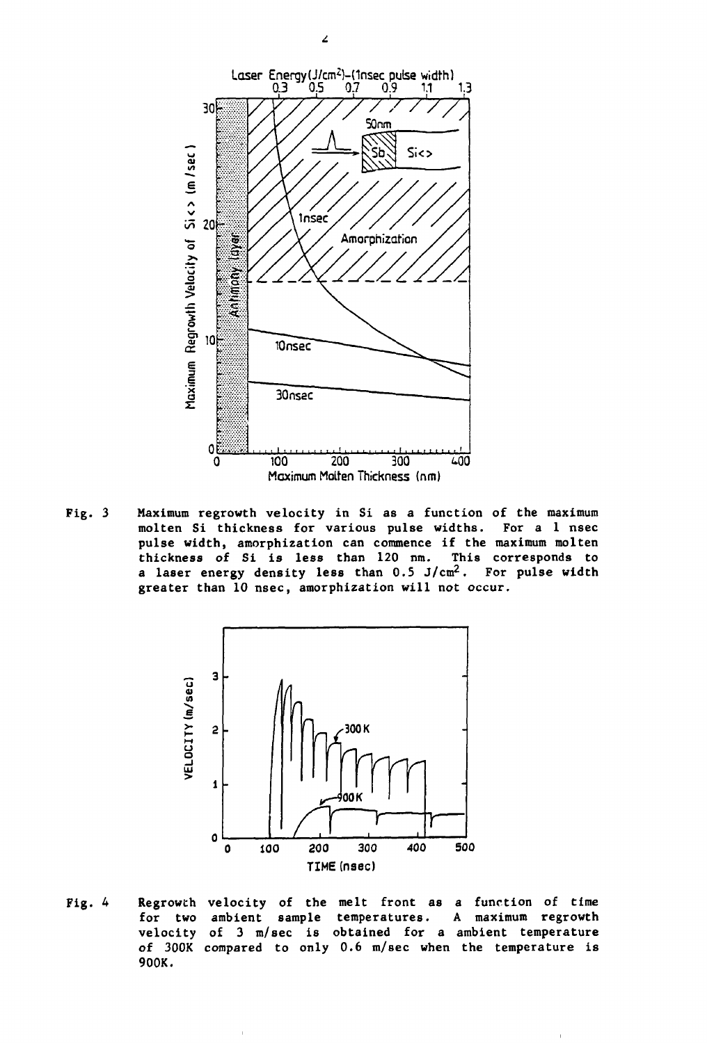Laser Energy(J/cm²)-(1nsec pulse width)

0.3 0.5 0.7 0.9 1.1 1.3

50nm

Sb

Si<>

1nsec

Amorphization

Antimony layer

10nsec

30nsec

Maximum Regrowth Velocity of Si<> (m/sec)

0 10 20 30

0 100 200 300 400

Maximum Molten Thickness (nm)

Fig. 3 Maximum regrowth velocity in Si as a function of the maximum molten Si thickness for various pulse widths. For a 1 nsec pulse width, amorphization can commence if the maximum molten thickness of Si is less than 120 nm. This corresponds to a laser energy density less than 0.5 J/cm$^2$. For pulse width greater than 10 nsec, amorphization will not occur.

VELOCITY (m/sec)

0 1 2 3

300 K

900 K

0 100 200 300 400 500

TIME (nsec)

Fig. 4 Regrowth velocity of the melt front as a function of time for two ambient sample temperatures. A maximum regrowth velocity of 3 m/sec is obtained for a ambient temperature of 300K compared to only 0.6 m/sec when the temperature is 900K.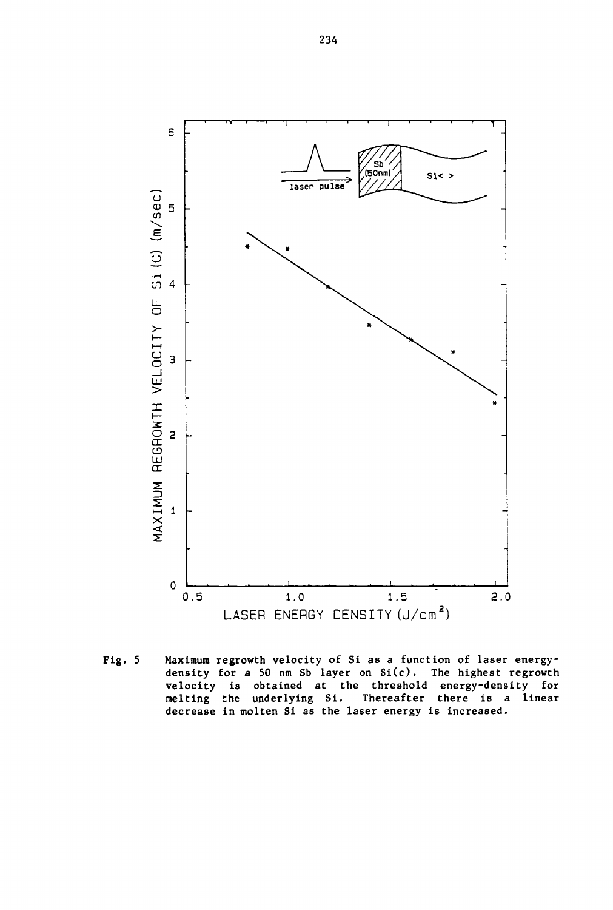6

5

4

3

2

1

0

0.5 1.0 1.5 2.0

MAXIMUM REGROWTH VELOCITY OF Si (C) (m/sec)

LASER ENERGY DENSITY ($J/cm^2$)

laser pulse

Sb (50nm)

Si< >

Fig. 5 Maximum regrowth velocity of Si as a function of laser energy-density for a 50 nm Sb layer on Si(c). The highest regrowth velocity is obtained at the threshold energy-density for melting the underlying Si. Thereafter there is a linear decrease in molten Si as the laser energy is increased.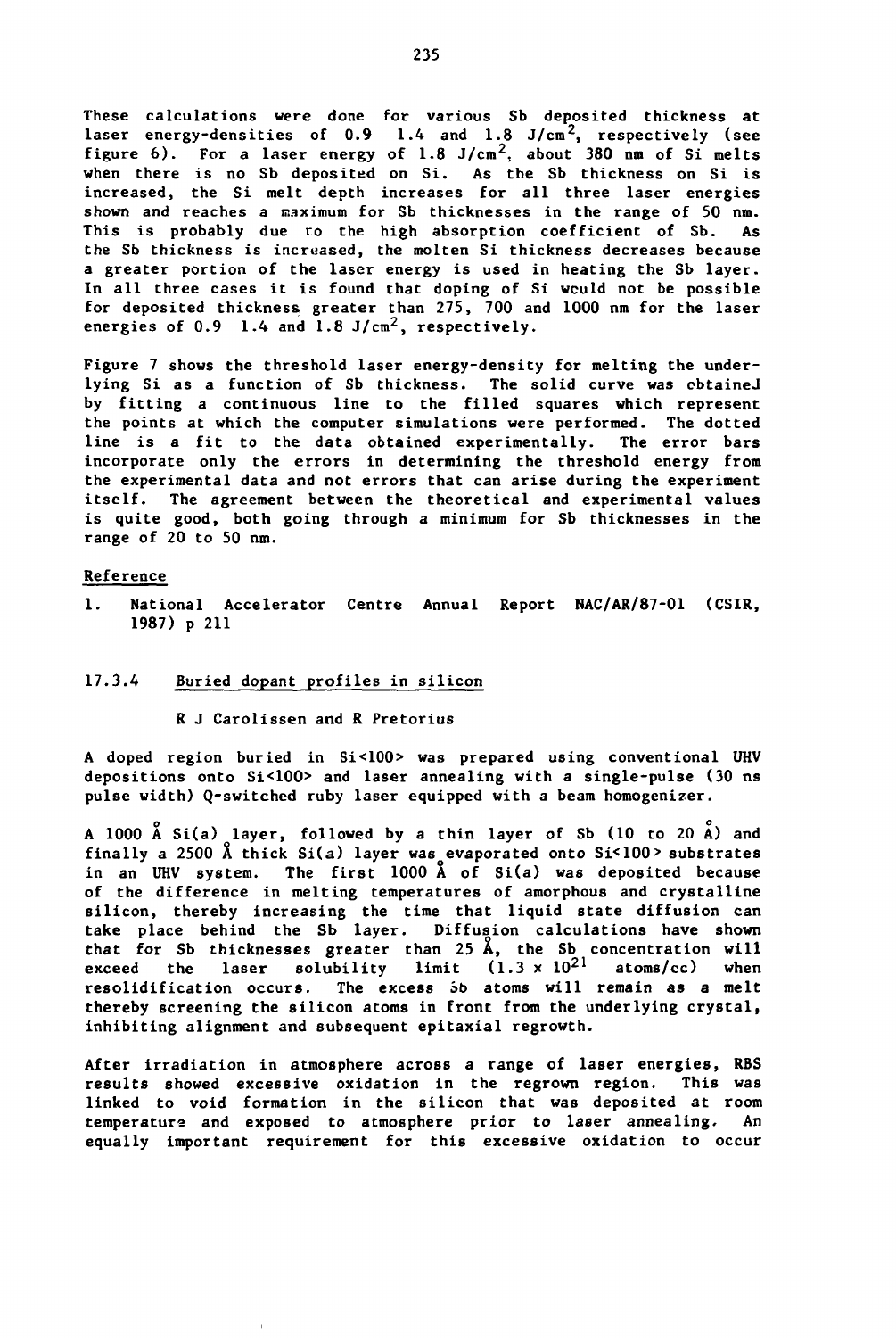These calculations were done for various Sb deposited thickness at laser energy-densities of 0.9 1.4 and 1.8 J/cm$^2$, respectively (see figure 6). For a laser energy of 1.8 J/cm$^2$, about 380 nm of Si melts when there is no Sb deposited on Si. As the Sb thickness on Si is increased, the Si melt depth increases for all three laser energies shown and reaches a maximum for Sb thicknesses in the range of 50 nm. This is probably due to the high absorption coefficient of Sb. As the Sb thickness is increased, the molten Si thickness decreases because a greater portion of the laser energy is used in heating the Sb layer. In all three cases it is found that doping of Si would not be possible for deposited thickness greater than 275, 700 and 1000 nm for the laser energies of 0.9 1.4 and 1.8 J/cm$^2$, respectively.

Figure 7 shows the threshold laser energy-density for melting the underlying Si as a function of Sb thickness. The solid curve was obtained by fitting a continuous line to the filled squares which represent the points at which the computer simulations were performed. The dotted line is a fit to the data obtained experimentally. The error bars incorporate only the errors in determining the threshold energy from the experimental data and not errors that can arise during the experiment itself. The agreement between the theoretical and experimental values is quite good, both going through a minimum for Sb thicknesses in the range of 20 to 50 nm.

## Reference

1. National Accelerator Centre Annual Report NAC/AR/87-01 (CSIR, 1987) p 211

### 17.3.4 Buried dopant profiles in silicon

R J Carolissen and R Pretorius

A doped region buried in Si<100> was prepared using conventional UHV depositions onto Si<100> and laser annealing with a single-pulse (30 ns pulse width) Q-switched ruby laser equipped with a beam homogenizer.

A 1000 Å Si(a) layer, followed by a thin layer of Sb (10 to 20 Å) and finally a 2500 Å thick Si(a) layer was evaporated onto Si<100> substrates in an UHV system. The first 1000 Å of Si(a) was deposited because of the difference in melting temperatures of amorphous and crystalline silicon, thereby increasing the time that liquid state diffusion can take place behind the Sb layer. Diffusion calculations have shown that for Sb thicknesses greater than 25 Å, the Sb concentration will exceed the laser solubility limit ($1.3 \times 10^{21}$ atoms/cc) when resolidification occurs. The excess Sb atoms will remain as a melt thereby screening the silicon atoms in front from the underlying crystal, inhibiting alignment and subsequent epitaxial regrowth.

After irradiation in atmosphere across a range of laser energies, RBS results showed excessive oxidation in the regrown region. This was linked to void formation in the silicon that was deposited at room temperature and exposed to atmosphere prior to laser annealing. An equally important requirement for this excessive oxidation to occur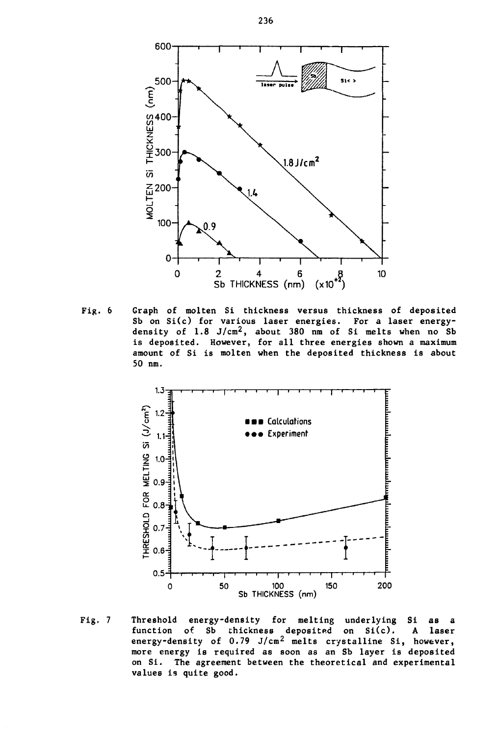MOLTEN Si THICKNESS (nm)

600
500
400
300
200
100
0

laser pulse

Sb

Si< >

1.8 J/cm²

1.4

0.9

0 2 4 6 8 10

Sb THICKNESS (nm) (x10$^{+2}$)

Fig. 6 Graph of molten Si thickness versus thickness of deposited Sb on Si(c) for various laser energies. For a laser energy-density of 1.8 J/cm$^2$, about 380 nm of Si melts when no Sb is deposited. However, for all three energies shown a maximum amount of Si is molten when the deposited thickness is about 50 nm.

THRESHOLD FOR MELTING Si (J/cm²)

1.3
1.2
1.1
1.0
0.9
0.8
0.7
0.6
0.5

■■■ Calculations

●●● Experiment

0 50 100 150 200

Sb THICKNESS (nm)

Fig. 7 Threshold energy-density for melting underlying Si as a function of Sb thickness deposited on Si(c). A laser energy-density of 0.79 J/cm$^2$ melts crystalline Si, however, more energy is required as soon as an Sb layer is deposited on Si. The agreement between the theoretical and experimental values is quite good.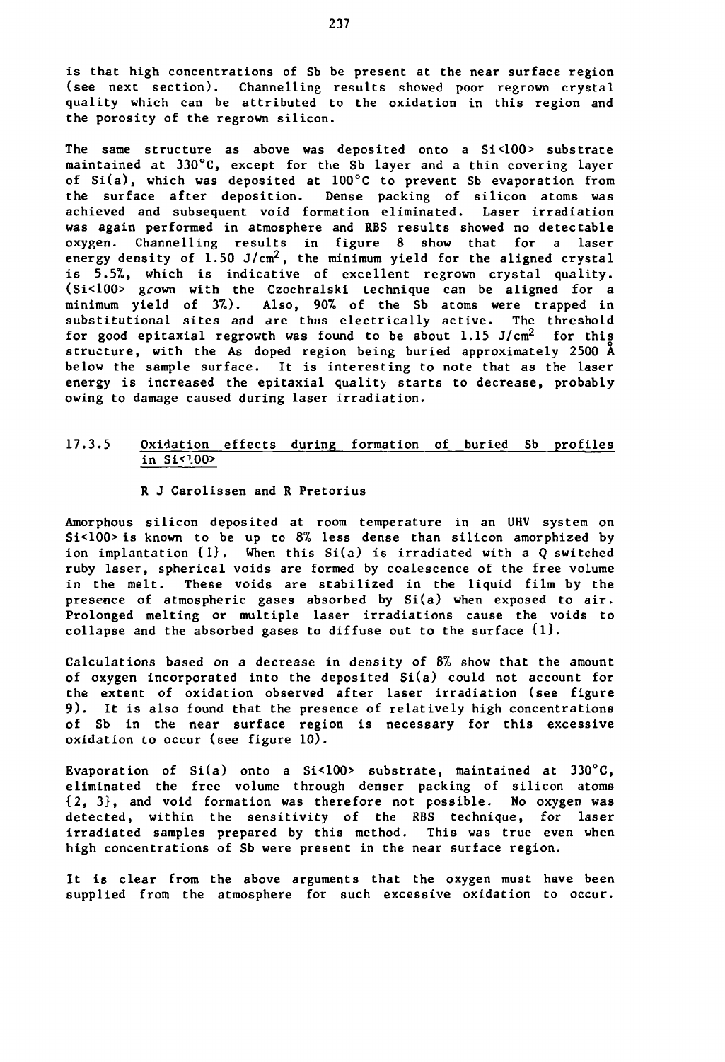is that high concentrations of Sb be present at the near surface region (see next section). Channelling results showed poor regrown crystal quality which can be attributed to the oxidation in this region and the porosity of the regrown silicon.

The same structure as above was deposited onto a Si<100> substrate maintained at 330°C, except for the Sb layer and a thin covering layer of Si(a), which was deposited at 100°C to prevent Sb evaporation from the surface after deposition. Dense packing of silicon atoms was achieved and subsequent void formation eliminated. Laser irradiation was again performed in atmosphere and RBS results showed no detectable oxygen. Channelling results in figure 8 show that for a laser energy density of 1.50 $J/cm^2$, the minimum yield for the aligned crystal is 5.5%, which is indicative of excellent regrown crystal quality. (Si<100> grown with the Czochralski technique can be aligned for a minimum yield of 3%). Also, 90% of the Sb atoms were trapped in substitutional sites and are thus electrically active. The threshold for good epitaxial regrowth was found to be about 1.15 $J/cm^2$ for this structure, with the As doped region being buried approximately 2500 Å below the sample surface. It is interesting to note that as the laser energy is increased the epitaxial quality starts to decrease, probably owing to damage caused during laser irradiation.

### 17.3.5 Oxidation effects during formation of buried Sb profiles in Si<100>

R J Carolissen and R Pretorius

Amorphous silicon deposited at room temperature in an UHV system on Si<100> is known to be up to 8% less dense than silicon amorphized by ion implantation {1}. When this Si(a) is irradiated with a Q switched ruby laser, spherical voids are formed by coalescence of the free volume in the melt. These voids are stabilized in the liquid film by the presence of atmospheric gases absorbed by Si(a) when exposed to air. Prolonged melting or multiple laser irradiations cause the voids to collapse and the absorbed gases to diffuse out to the surface {1}.

Calculations based on a decrease in density of 8% show that the amount of oxygen incorporated into the deposited Si(a) could not account for the extent of oxidation observed after laser irradiation (see figure 9). It is also found that the presence of relatively high concentrations of Sb in the near surface region is necessary for this excessive oxidation to occur (see figure 10).

Evaporation of Si(a) onto a Si<100> substrate, maintained at 330°C, eliminated the free volume through denser packing of silicon atoms {2, 3}, and void formation was therefore not possible. No oxygen was detected, within the sensitivity of the RBS technique, for laser irradiated samples prepared by this method. This was true even when high concentrations of Sb were present in the near surface region.

It is clear from the above arguments that the oxygen must have been supplied from the atmosphere for such excessive oxidation to occur.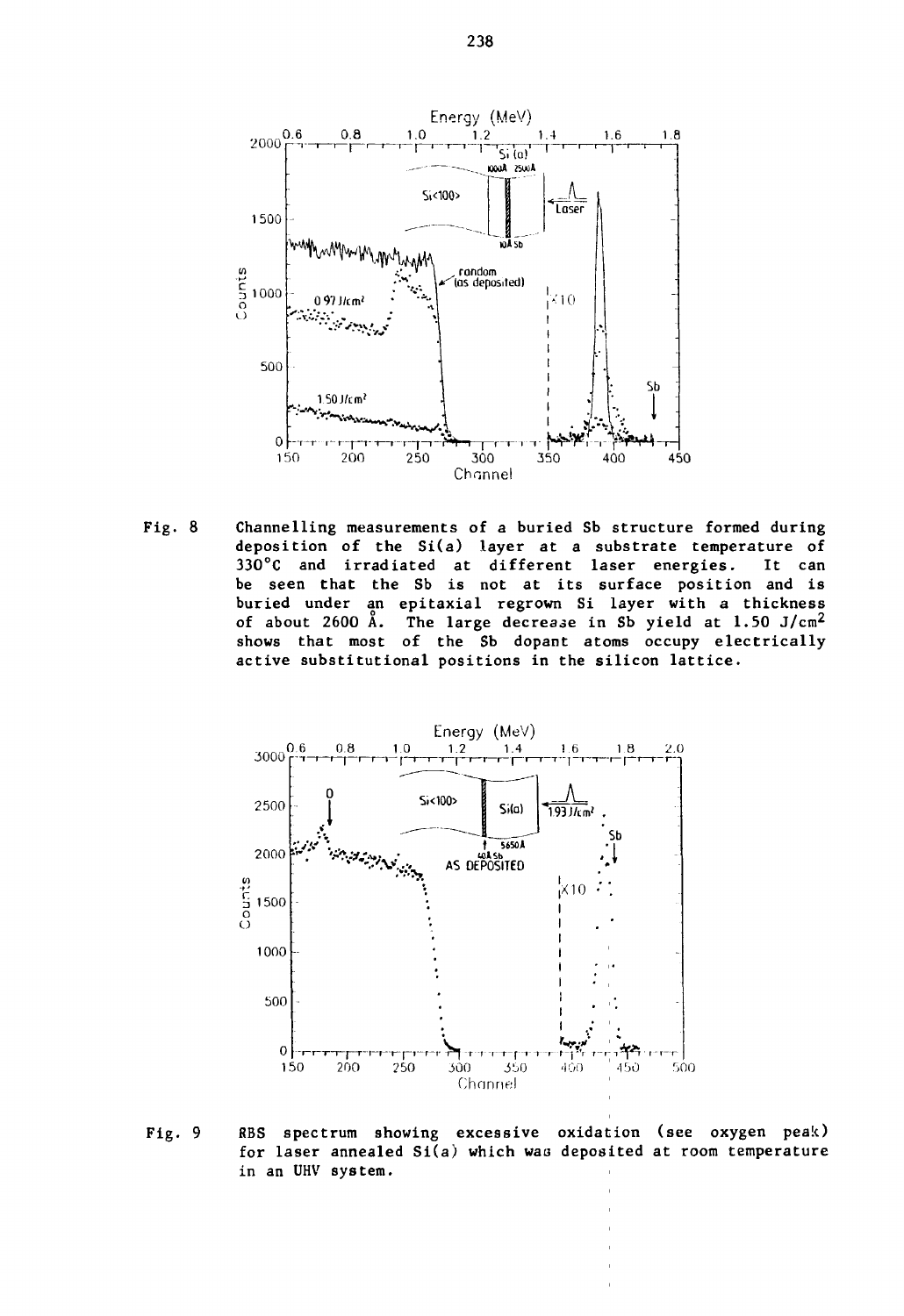Energy (MeV)

0.6 0.8 1.0 1.2 1.4 1.6 1.8

2000 1500 1000 500 0

Counts

Si(a)

1000Å 2500Å

Si<100>

Laser

10Å Sb

random (as deposited)

0.97 J/cm²

1.50 J/cm²

×10

Sb

150 200 250 300 350 400 450

Channel

Fig. 8 Channelling measurements of a buried Sb structure formed during deposition of the Si(a) layer at a substrate temperature of 330°C and irradiated at different laser energies. It can be seen that the Sb is not at its surface position and is buried under an epitaxial regrown Si layer with a thickness of about 2600 Å. The large decrease in Sb yield at 1.50 J/cm² shows that most of the Sb dopant atoms occupy electrically active substitutional positions in the silicon lattice.

Energy (MeV)

0.6 0.8 1.0 1.2 1.4 1.6 1.8 2.0

3000 2500 2000 1500 1000 500 0

Counts

O

Si<100>

Si(a)

1.93 J/cm²

5650Å

40Å Sb

AS DEPOSITED

×10

Sb

150 200 250 300 350 400 450 500

Channel

Fig. 9 RBS spectrum showing excessive oxidation (see oxygen peak) for laser annealed Si(a) which was deposited at room temperature in an UHV system.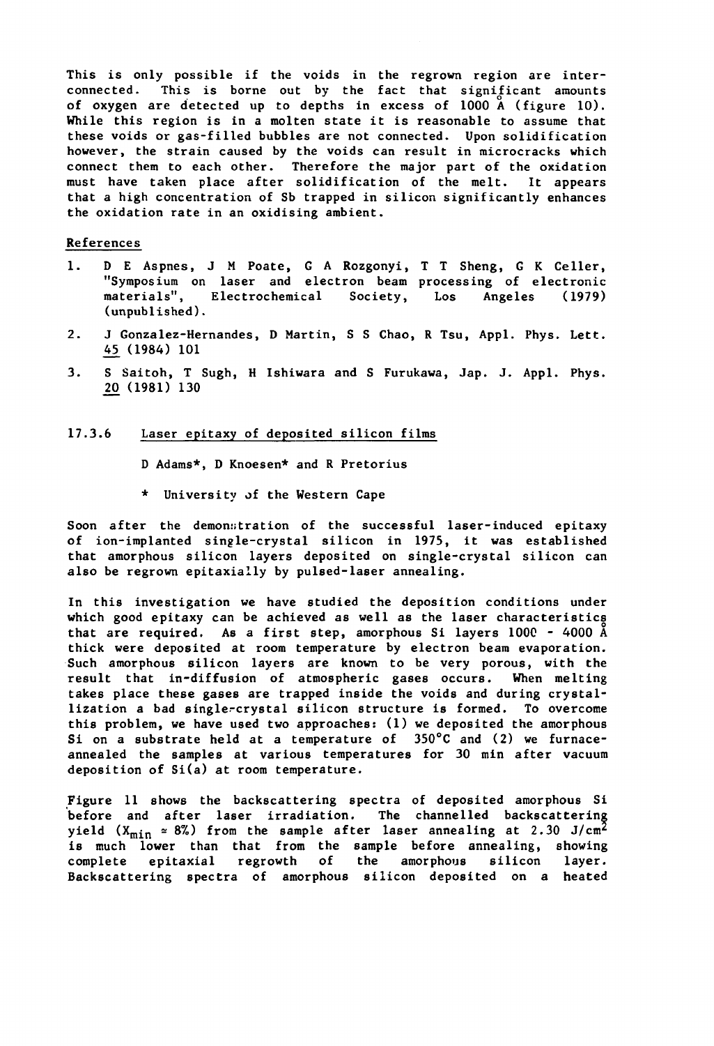This is only possible if the voids in the regrown region are interconnected. This is borne out by the fact that significant amounts of oxygen are detected up to depths in excess of 1000 Å (figure 10). While this region is in a molten state it is reasonable to assume that these voids or gas-filled bubbles are not connected. Upon solidification however, the strain caused by the voids can result in microcracks which connect them to each other. Therefore the major part of the oxidation must have taken place after solidification of the melt. It appears that a high concentration of Sb trapped in silicon significantly enhances the oxidation rate in an oxidising ambient.

References

1. D E Aspnes, J M Poate, G A Rozgonyi, T T Sheng, G K Celler, "Symposium on laser and electron beam processing of electronic materials", Electrochemical Society, Los Angeles (1979) (unpublished).

2. J Gonzalez-Hernandes, D Martin, S S Chao, R Tsu, Appl. Phys. Lett. 45 (1984) 101

3. S Saitoh, T Sugh, H Ishiwara and S Furukawa, Jap. J. Appl. Phys. 20 (1981) 130

### 17.3.6 Laser epitaxy of deposited silicon films

D Adams*, D Knoesen* and R Pretorius

\* University of the Western Cape

Soon after the demonstration of the successful laser-induced epitaxy of ion-implanted single-crystal silicon in 1975, it was established that amorphous silicon layers deposited on single-crystal silicon can also be regrown epitaxially by pulsed-laser annealing.

In this investigation we have studied the deposition conditions under which good epitaxy can be achieved as well as the laser characteristics that are required. As a first step, amorphous Si layers 1000 - 4000 Å thick were deposited at room temperature by electron beam evaporation. Such amorphous silicon layers are known to be very porous, with the result that in-diffusion of atmospheric gases occurs. When melting takes place these gases are trapped inside the voids and during crystallization a bad single-crystal silicon structure is formed. To overcome this problem, we have used two approaches: (1) we deposited the amorphous Si on a substrate held at a temperature of 350°C and (2) we furnace-annealed the samples at various temperatures for 30 min after vacuum deposition of Si(a) at room temperature.

Figure 11 shows the backscattering spectra of deposited amorphous Si before and after laser irradiation. The channelled backscattering yield ($X_{min} \approx 8\%$) from the sample after laser annealing at 2.30 $J/cm^2$ is much lower than that from the sample before annealing, showing complete epitaxial regrowth of the amorphous silicon layer. Backscattering spectra of amorphous silicon deposited on a heated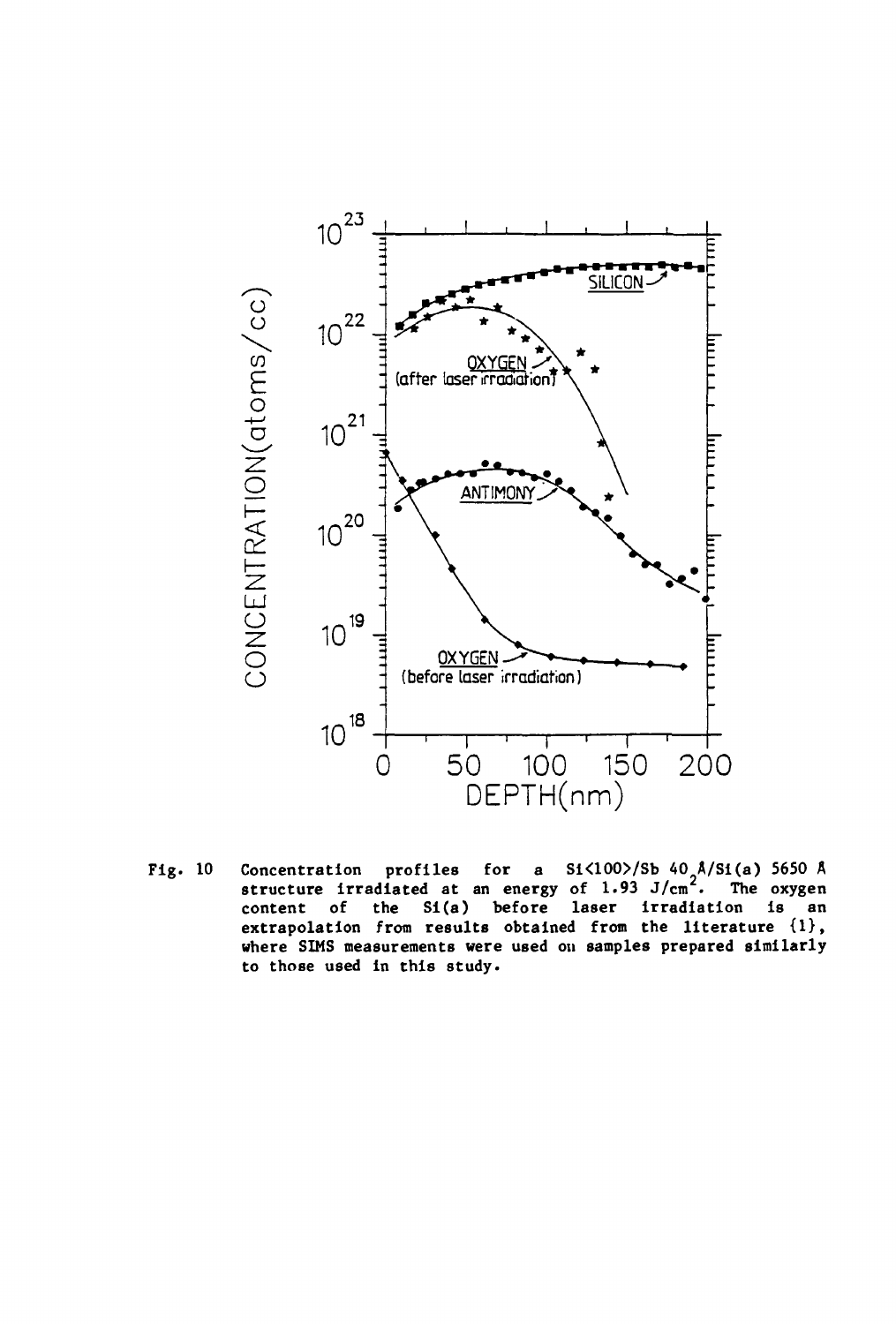$10^{23}$

$10^{22}$

$10^{21}$

$10^{20}$

$10^{19}$

$10^{18}$

CONCENTRATION(atoms/cc)

SILICON

OXYGEN
(after laser irradiation)

ANTIMONY

OXYGEN
(before laser irradiation)

0 50 100 150 200

DEPTH(nm)

Fig. 10 Concentration profiles for a Si<100>/Sb 40 Å/Si(a) 5650 Å structure irradiated at an energy of 1.93 $J/cm^2$. The oxygen content of the Si(a) before laser irradiation is an extrapolation from results obtained from the literature {1}, where SIMS measurements were used on samples prepared similarly to those used in this study.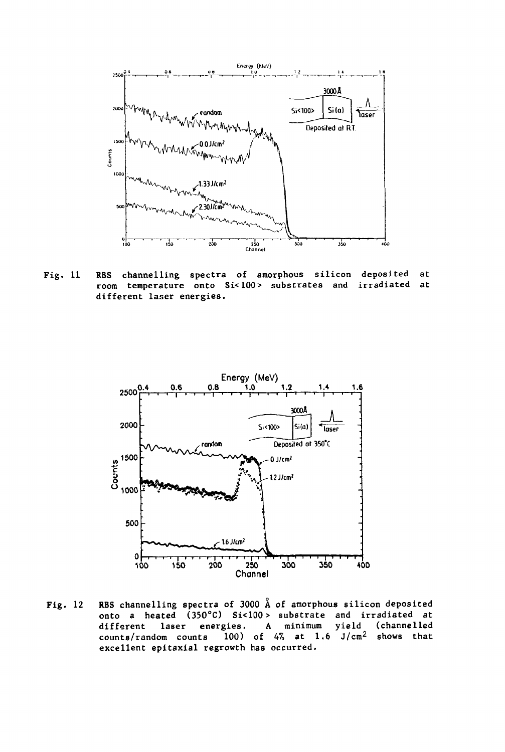Energy (MeV)

0.4 0.6 0.8 1.0 1.2 1.4 1.6

2500

2000

1500

1000

500

0

Counts

100 150 200 250 300 350 400

Channel

random

0.0 J/cm²

1.33 J/cm²

2.30 J/cm²

3000 Å

Si<100> | Si(a) | laser

Deposited at R.T.

Fig. 11 RBS channelling spectra of amorphous silicon deposited at room temperature onto Si<100> substrates and irradiated at different laser energies.

Energy (MeV)

0.4 0.6 0.8 1.0 1.2 1.4 1.6

2500

2000

1500

1000

500

0

Counts

100 150 200 250 300 350 400

Channel

random

0 J/cm²

1.2 J/cm²

1.6 J/cm²

3000 Å

Si<100> | Si(a) | laser

Deposited at 350°C

Fig. 12 RBS channelling spectra of 3000 Å of amorphous silicon deposited onto a heated (350°C) Si<100> substrate and irradiated at different laser energies. A minimum yield (channelled counts/random counts 100) of 4% at 1.6 J/cm² shows that excellent epitaxial regrowth has occurred.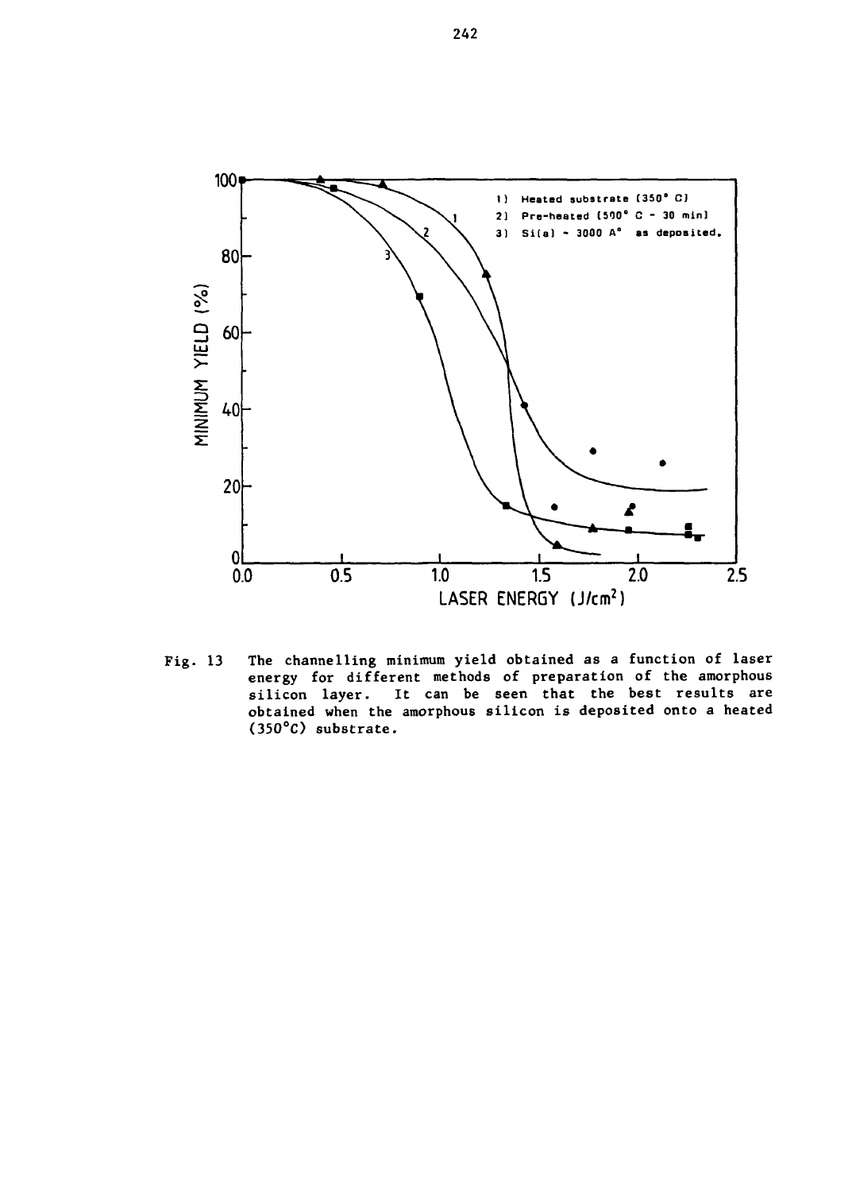MINIMUM YIELD (%)

100
80
60
40
20
0

0.0
0.5
1.0
1.5
2.0
2.5

LASER ENERGY (J/cm$^2$)

1) Heated substrate (350° C)
2) Pre-heated (500° C - 30 min)
3) Si(a) ~ 3000 A° as deposited.

1
2
3

Fig. 13 The channelling minimum yield obtained as a function of laser energy for different methods of preparation of the amorphous silicon layer. It can be seen that the best results are obtained when the amorphous silicon is deposited onto a heated (350°C) substrate.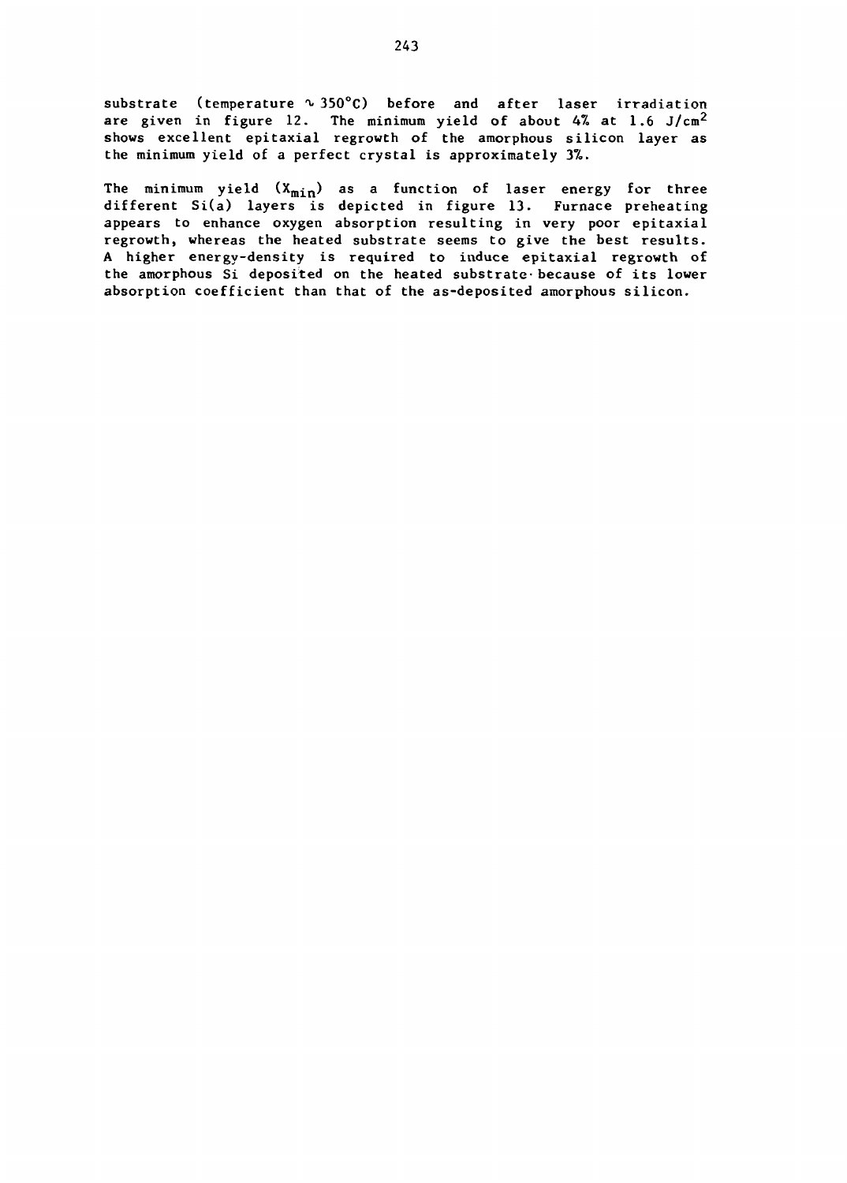substrate (temperature ∿ 350°C) before and after laser irradiation are given in figure 12. The minimum yield of about 4% at 1.6 J/cm$^2$ shows excellent epitaxial regrowth of the amorphous silicon layer as the minimum yield of a perfect crystal is approximately 3%.

The minimum yield ($X_{min}$) as a function of laser energy for three different Si(a) layers is depicted in figure 13. Furnace preheating appears to enhance oxygen absorption resulting in very poor epitaxial regrowth, whereas the heated substrate seems to give the best results. A higher energy-density is required to induce epitaxial regrowth of the amorphous Si deposited on the heated substrate because of its lower absorption coefficient than that of the as-deposited amorphous silicon.